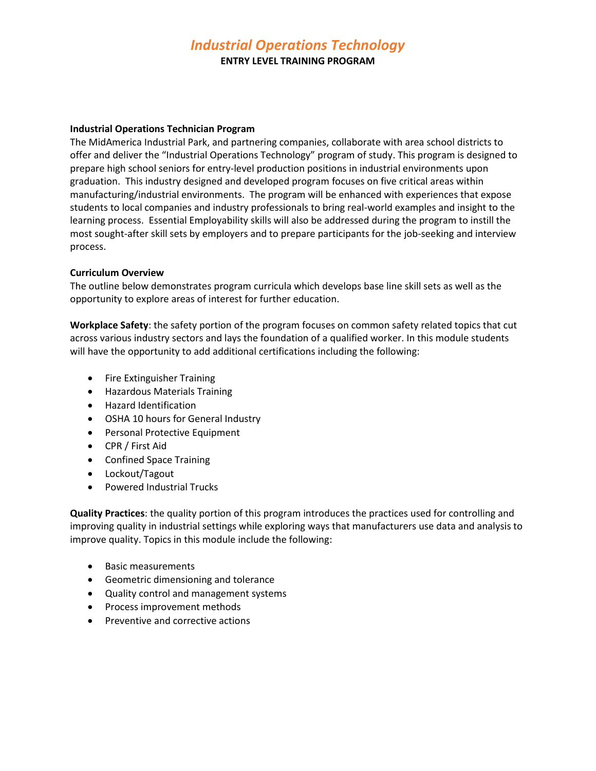# *Industrial Operations Technology*

**ENTRY LEVEL TRAINING PROGRAM**

## Industrial Operations Technician Program

The MidAmerica Industrial Park, and partnering companies, collaborate with area school districts to offer and deliver the "Industrial Operations Technology" program of study. This program is designed to prepare high school seniors for entry-level production positions in industrial environments upon graduation. This industry designed and developed program focuses on five critical areas within manufacturing/industrial environments. The program will be enhanced with experiences that expose students to local companies and industry professionals to bring real-world examples and insight to the learning process. Essential Employability skills will also be addressed during the program to instill the most sought-after skill sets by employers and to prepare participants for the job-seeking and interview process.

## Curriculum Overview

The outline below demonstrates program curricula which develops base line skill sets as well as the opportunity to explore areas of interest for further education.

**Workplace Safety**: the safety portion of the program focuses on common safety related topics that cut across various industry sectors and lays the foundation of a qualified worker. In this module students will have the opportunity to add additional certifications including the following:

- Fire Extinguisher Training
- Hazardous Materials Training
- Hazard Identification
- OSHA 10 hours for General Industry
- Personal Protective Equipment
- CPR / First Aid
- Confined Space Training
- Lockout/Tagout
- Powered Industrial Trucks

**Quality Practices**: the quality portion of this program introduces the practices used for controlling and improving quality in industrial settings while exploring ways that manufacturers use data and analysis to improve quality. Topics in this module include the following:

- Basic measurements
- Geometric dimensioning and tolerance
- Quality control and management systems
- Process improvement methods
- Preventive and corrective actions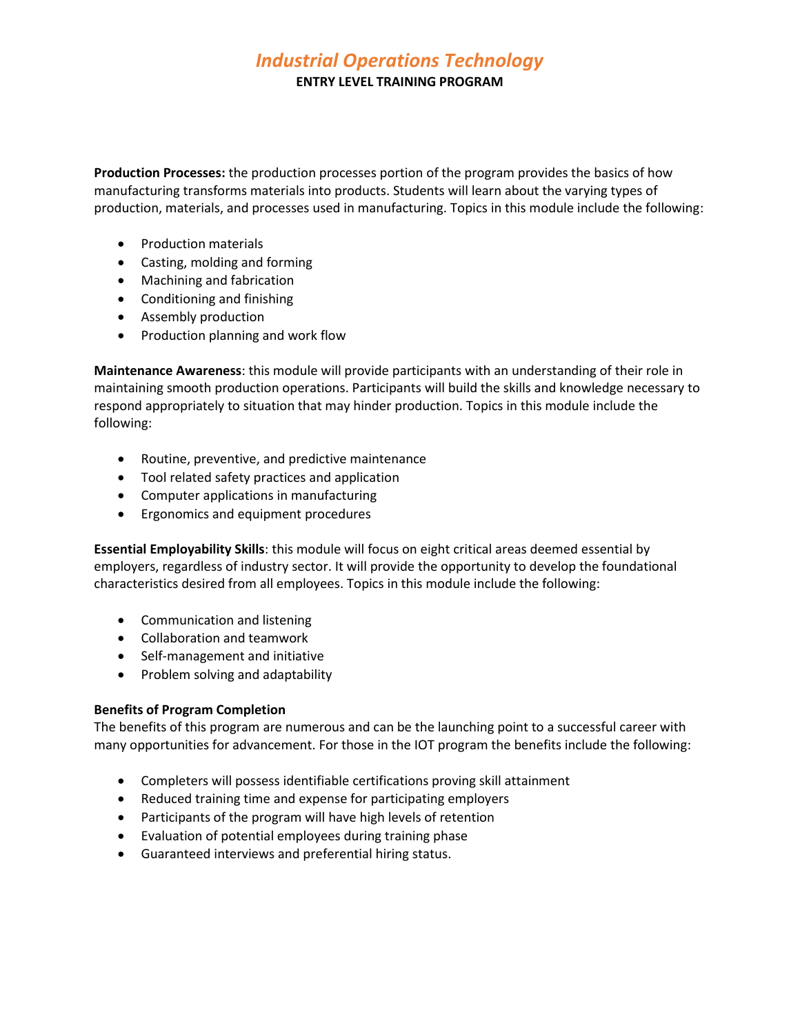# *Industrial Operations Technology*

**ENTRY LEVEL TRAINING PROGRAM**

**Production Processes:** the production processes portion of the program provides the basics of how manufacturing transforms materials into products. Students will learn about the varying types of production, materials, and processes used in manufacturing. Topics in this module include the following:

- Production materials
- Casting, molding and forming
- Machining and fabrication
- Conditioning and finishing
- Assembly production
- Production planning and work flow

**Maintenance Awareness**: this module will provide participants with an understanding of their role in maintaining smooth production operations. Participants will build the skills and knowledge necessary to respond appropriately to situation that may hinder production. Topics in this module include the following:

- Routine, preventive, and predictive maintenance
- Tool related safety practices and application
- Computer applications in manufacturing
- Ergonomics and equipment procedures

**Essential Employability Skills**: this module will focus on eight critical areas deemed essential by employers, regardless of industry sector. It will provide the opportunity to develop the foundational characteristics desired from all employees. Topics in this module include the following:

- Communication and listening
- Collaboration and teamwork
- Self-management and initiative
- Problem solving and adaptability

**Benefits of Program Completion**

The benefits of this program are numerous and can be the launching point to a successful career with many opportunities for advancement. For those in the IOT program the benefits include the following:

- Completers will possess identifiable certifications proving skill attainment
- Reduced training time and expense for participating employers
- Participants of the program will have high levels of retention
- Evaluation of potential employees during training phase
- Guaranteed interviews and preferential hiring status.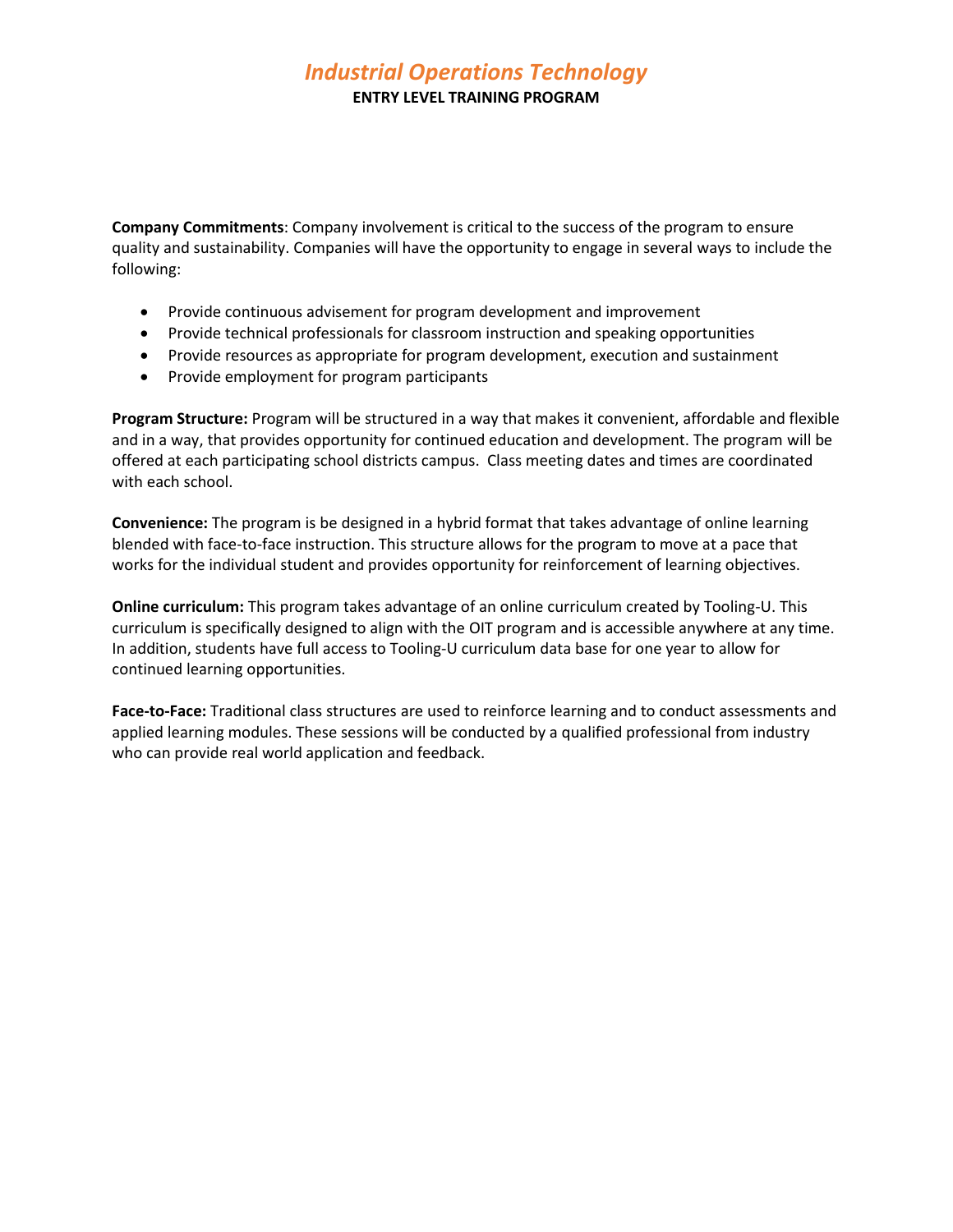# *Industrial Operations Technology*

**ENTRY LEVEL TRAINING PROGRAM**

**Company Commitments**: Company involvement is critical to the success of the program to ensure quality and sustainability. Companies will have the opportunity to engage in several ways to include the following:

- Provide continuous advisement for program development and improvement
- Provide technical professionals for classroom instruction and speaking opportunities
- Provide resources as appropriate for program development, execution and sustainment
- Provide employment for program participants

**Program Structure:** Program will be structured in a way that makes it convenient, affordable and flexible and in a way, that provides opportunity for continued education and development. The program will be offered at each participating school districts campus. Class meeting dates and times are coordinated with each school.

**Convenience:** The program is be designed in a hybrid format that takes advantage of online learning blended with face-to-face instruction. This structure allows for the program to move at a pace that works for the individual student and provides opportunity for reinforcement of learning objectives.

**Online curriculum:** This program takes advantage of an online curriculum created by Tooling-U. This curriculum is specifically designed to align with the OIT program and is accessible anywhere at any time. In addition, students have full access to Tooling-U curriculum data base for one year to allow for continued learning opportunities.

**Face-to-Face:** Traditional class structures are used to reinforce learning and to conduct assessments and applied learning modules. These sessions will be conducted by a qualified professional from industry who can provide real world application and feedback.